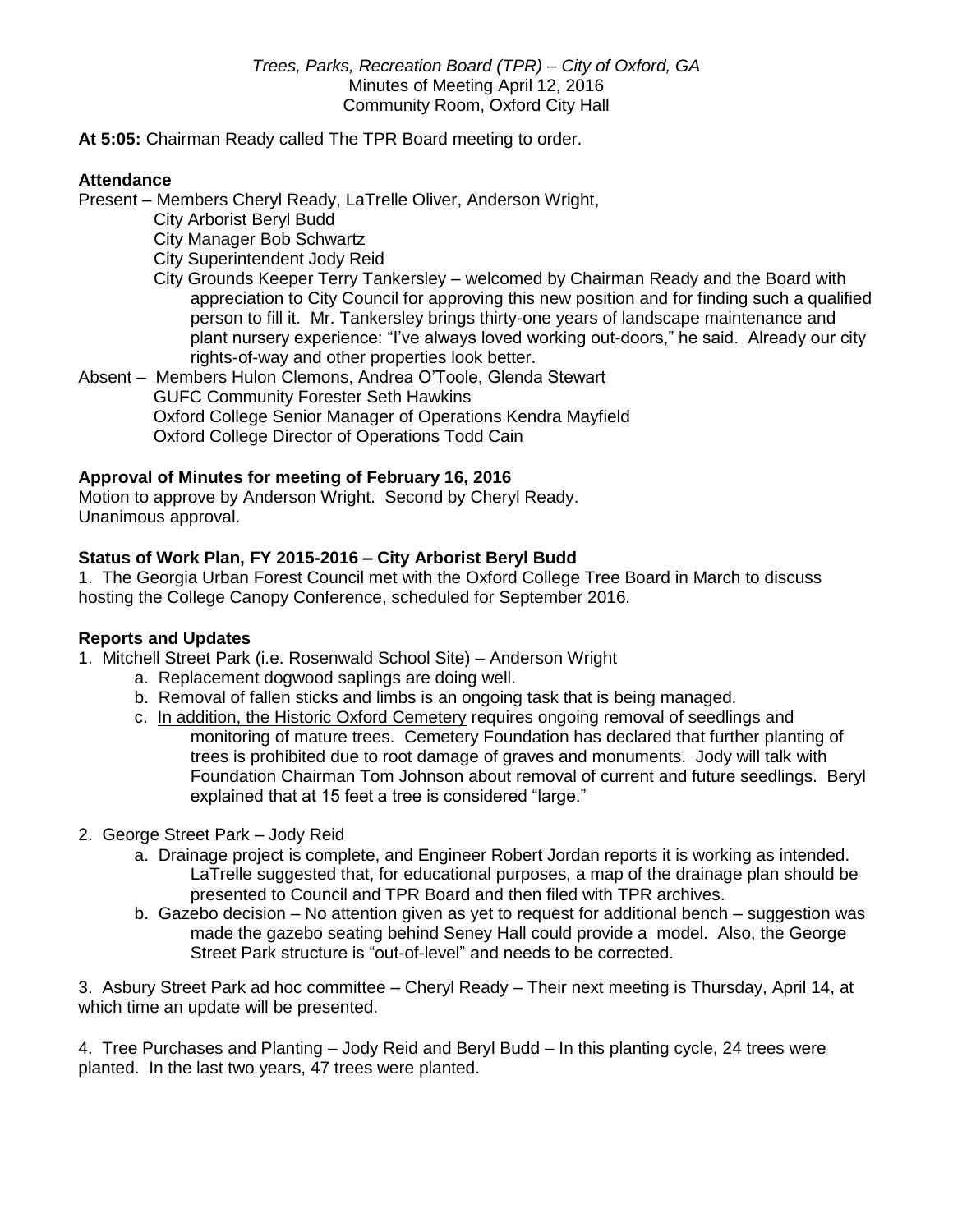*Trees, Parks, Recreation Board (TPR) – City of Oxford, GA*
Minutes of Meeting April 12, 2016
Community Room, Oxford City Hall

**At 5:05:** Chairman Ready called The TPR Board meeting to order.

**Attendance**

Present – Members Cheryl Ready, LaTrelle Oliver, Anderson Wright,
City Arborist Beryl Budd
City Manager Bob Schwartz
City Superintendent Jody Reid
City Grounds Keeper Terry Tankersley – welcomed by Chairman Ready and the Board with appreciation to City Council for approving this new position and for finding such a qualified person to fill it. Mr. Tankersley brings thirty-one years of landscape maintenance and plant nursery experience: "I've always loved working out-doors," he said. Already our city rights-of-way and other properties look better.

Absent – Members Hulon Clemons, Andrea O'Toole, Glenda Stewart
GUFC Community Forester Seth Hawkins
Oxford College Senior Manager of Operations Kendra Mayfield
Oxford College Director of Operations Todd Cain

**Approval of Minutes for meeting of February 16, 2016**

Motion to approve by Anderson Wright. Second by Cheryl Ready.
Unanimous approval.

**Status of Work Plan, FY 2015-2016 – City Arborist Beryl Budd**

1. The Georgia Urban Forest Council met with the Oxford College Tree Board in March to discuss hosting the College Canopy Conference, scheduled for September 2016.

**Reports and Updates**

1. Mitchell Street Park (i.e. Rosenwald School Site) – Anderson Wright
   a. Replacement dogwood saplings are doing well.
   b. Removal of fallen sticks and limbs is an ongoing task that is being managed.
   c. In addition, the Historic Oxford Cemetery requires ongoing removal of seedlings and monitoring of mature trees. Cemetery Foundation has declared that further planting of trees is prohibited due to root damage of graves and monuments. Jody will talk with Foundation Chairman Tom Johnson about removal of current and future seedlings. Beryl explained that at 15 feet a tree is considered "large."

2. George Street Park – Jody Reid
   a. Drainage project is complete, and Engineer Robert Jordan reports it is working as intended. LaTrelle suggested that, for educational purposes, a map of the drainage plan should be presented to Council and TPR Board and then filed with TPR archives.
   b. Gazebo decision – No attention given as yet to request for additional bench – suggestion was made the gazebo seating behind Seney Hall could provide a model. Also, the George Street Park structure is "out-of-level" and needs to be corrected.

3. Asbury Street Park ad hoc committee – Cheryl Ready – Their next meeting is Thursday, April 14, at which time an update will be presented.

4. Tree Purchases and Planting – Jody Reid and Beryl Budd – In this planting cycle, 24 trees were planted. In the last two years, 47 trees were planted.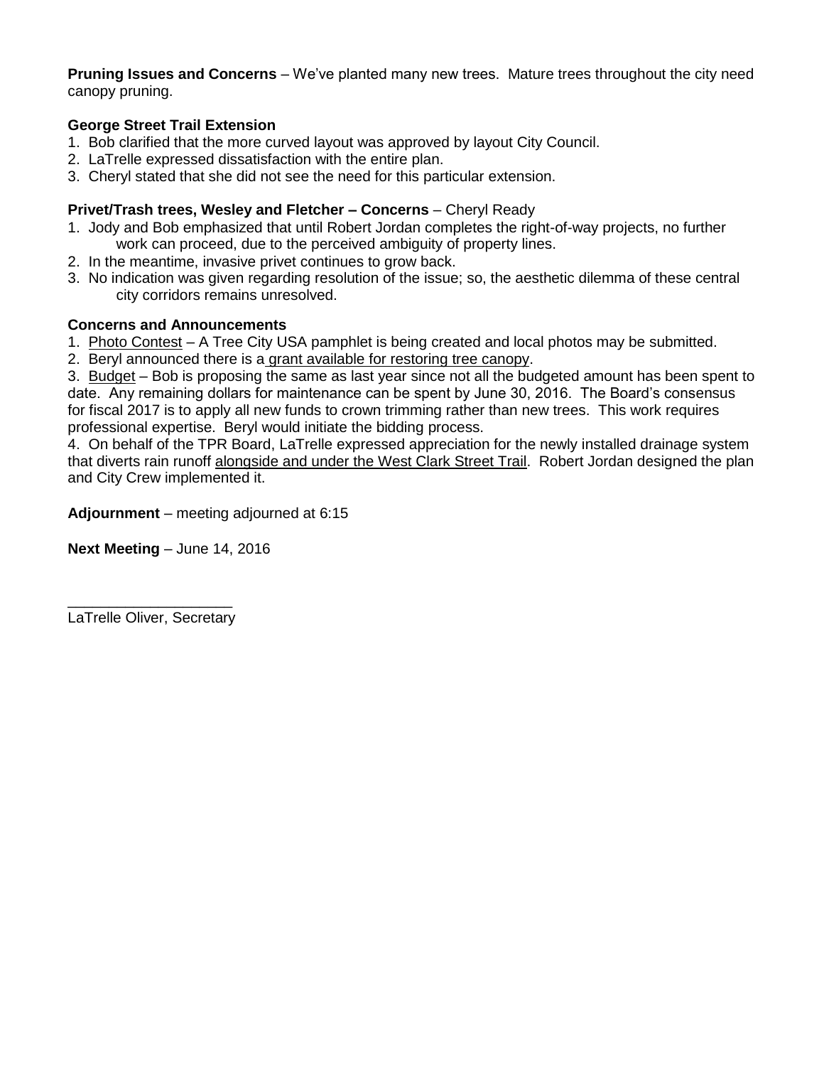**Pruning Issues and Concerns** – We've planted many new trees. Mature trees throughout the city need canopy pruning.

**George Street Trail Extension**

1. Bob clarified that the more curved layout was approved by layout City Council.
2. LaTrelle expressed dissatisfaction with the entire plan.
3. Cheryl stated that she did not see the need for this particular extension.

**Privet/Trash trees, Wesley and Fletcher – Concerns** – Cheryl Ready

1. Jody and Bob emphasized that until Robert Jordan completes the right-of-way projects, no further work can proceed, due to the perceived ambiguity of property lines.
2. In the meantime, invasive privet continues to grow back.
3. No indication was given regarding resolution of the issue; so, the aesthetic dilemma of these central city corridors remains unresolved.

**Concerns and Announcements**

1. <u>Photo Contest</u> – A Tree City USA pamphlet is being created and local photos may be submitted.
2. Beryl announced there is a <u>grant available for restoring tree canopy</u>.
3. <u>Budget</u> – Bob is proposing the same as last year since not all the budgeted amount has been spent to date. Any remaining dollars for maintenance can be spent by June 30, 2016. The Board's consensus for fiscal 2017 is to apply all new funds to crown trimming rather than new trees. This work requires professional expertise. Beryl would initiate the bidding process.
4. On behalf of the TPR Board, LaTrelle expressed appreciation for the newly installed drainage system that diverts rain runoff <u>alongside and under the West Clark Street Trail</u>. Robert Jordan designed the plan and City Crew implemented it.

**Adjournment** – meeting adjourned at 6:15

**Next Meeting** – June 14, 2016

____________________
LaTrelle Oliver, Secretary